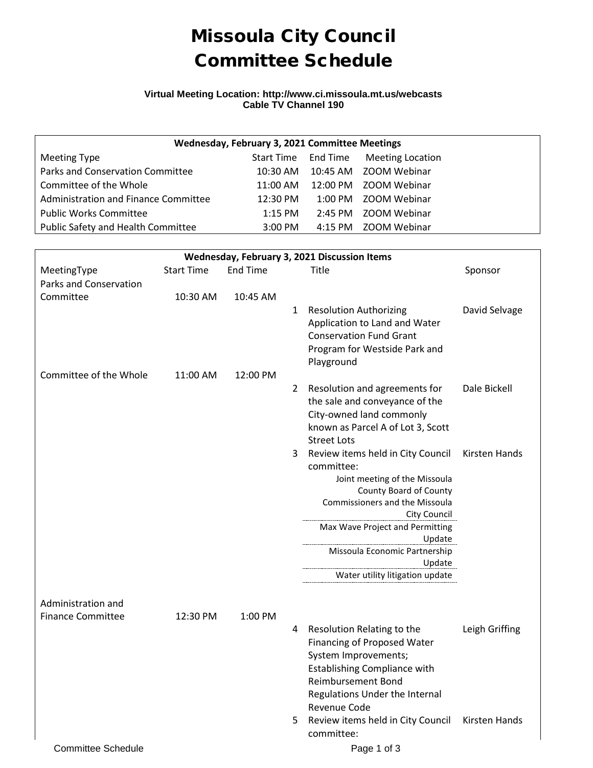# Missoula City Council Committee Schedule

**Virtual Meeting Location: http://www.ci.missoula.mt.us/webcasts**
**Cable TV Channel 190**

| Wednesday, February 3, 2021 Committee Meetings | | | |
|---|---|---|---|
| Meeting Type | Start Time | End Time | Meeting Location |
| Parks and Conservation Committee | 10:30 AM | 10:45 AM | ZOOM Webinar |
| Committee of the Whole | 11:00 AM | 12:00 PM | ZOOM Webinar |
| Administration and Finance Committee | 12:30 PM | 1:00 PM | ZOOM Webinar |
| Public Works Committee | 1:15 PM | 2:45 PM | ZOOM Webinar |
| Public Safety and Health Committee | 3:00 PM | 4:15 PM | ZOOM Webinar |

| Wednesday, February 3, 2021 Discussion Items | | | | | |
|---|---|---|---|---|---|
| MeetingType | Start Time | End Time | | Title | Sponsor |
| Parks and Conservation Committee | 10:30 AM | 10:45 AM | | | |
| | | | 1 | Resolution Authorizing Application to Land and Water Conservation Fund Grant Program for Westside Park and Playground | David Selvage |
| Committee of the Whole | 11:00 AM | 12:00 PM | | | |
| | | | 2 | Resolution and agreements for the sale and conveyance of the City-owned land commonly known as Parcel A of Lot 3, Scott Street Lots | Dale Bickell |
| | | | 3 | Review items held in City Council committee: Joint meeting of the Missoula County Board of County Commissioners and the Missoula City Council; Max Wave Project and Permitting Update; Missoula Economic Partnership Update; Water utility litigation update | Kirsten Hands |
| Administration and Finance Committee | 12:30 PM | 1:00 PM | | | |
| | | | 4 | Resolution Relating to the Financing of Proposed Water System Improvements; Establishing Compliance with Reimbursement Bond Regulations Under the Internal Revenue Code | Leigh Griffing |
| | | | 5 | Review items held in City Council committee: | Kirsten Hands |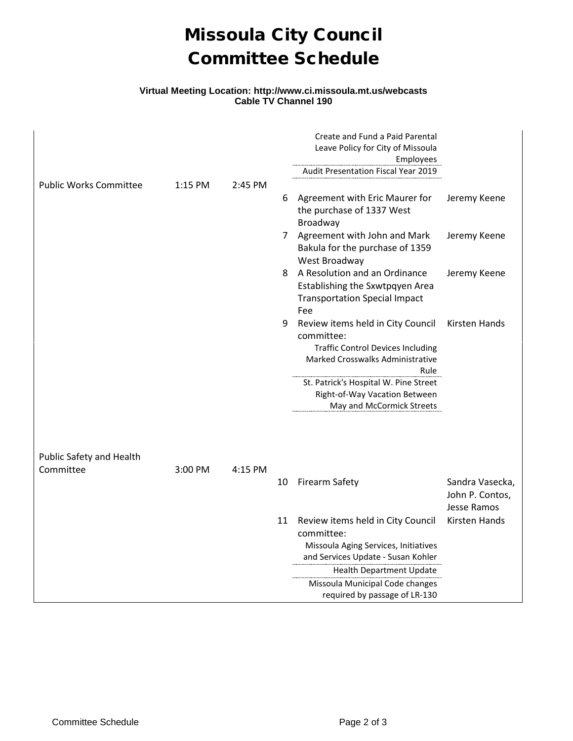# Missoula City Council
# Committee Schedule

**Virtual Meeting Location: http://www.ci.missoula.mt.us/webcasts**
**Cable TV Channel 190**

| Committee | Start | End | # | Item | Presenter |
|---|---|---|---|---|---|
| | | | | Create and Fund a Paid Parental Leave Policy for City of Missoula Employees | |
| | | | | Audit Presentation Fiscal Year 2019 | |
| Public Works Committee | 1:15 PM | 2:45 PM | | | |
| | | | 6 | Agreement with Eric Maurer for the purchase of 1337 West Broadway | Jeremy Keene |
| | | | 7 | Agreement with John and Mark Bakula for the purchase of 1359 West Broadway | Jeremy Keene |
| | | | 8 | A Resolution and an Ordinance Establishing the Sxwtpqyen Area Transportation Special Impact Fee | Jeremy Keene |
| | | | 9 | Review items held in City Council committee: | Kirsten Hands |
| | | | | Traffic Control Devices Including Marked Crosswalks Administrative Rule | |
| | | | | St. Patrick's Hospital W. Pine Street Right-of-Way Vacation Between May and McCormick Streets | |
| Public Safety and Health Committee | 3:00 PM | 4:15 PM | | | |
| | | | 10 | Firearm Safety | Sandra Vasecka, John P. Contos, Jesse Ramos |
| | | | 11 | Review items held in City Council committee: | Kirsten Hands |
| | | | | Missoula Aging Services, Initiatives and Services Update - Susan Kohler | |
| | | | | Health Department Update | |
| | | | | Missoula Municipal Code changes required by passage of LR-130 | |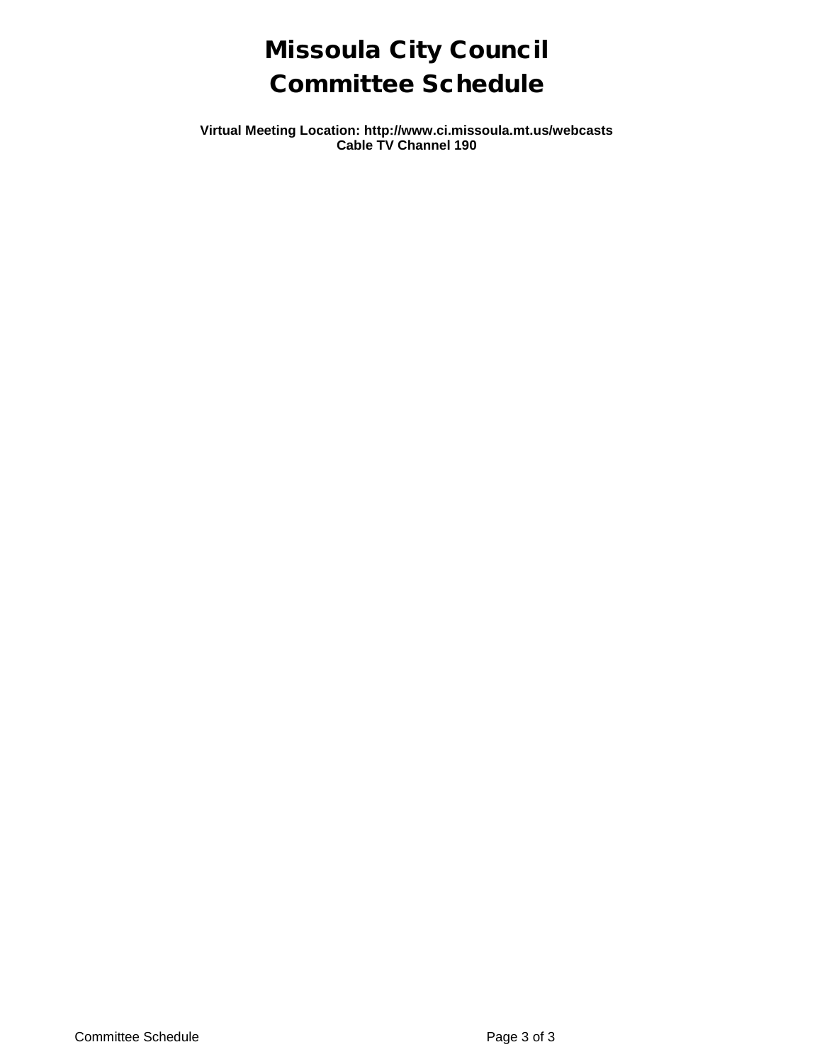# Missoula City Council
# Committee Schedule

**Virtual Meeting Location: http://www.ci.missoula.mt.us/webcasts**
**Cable TV Channel 190**